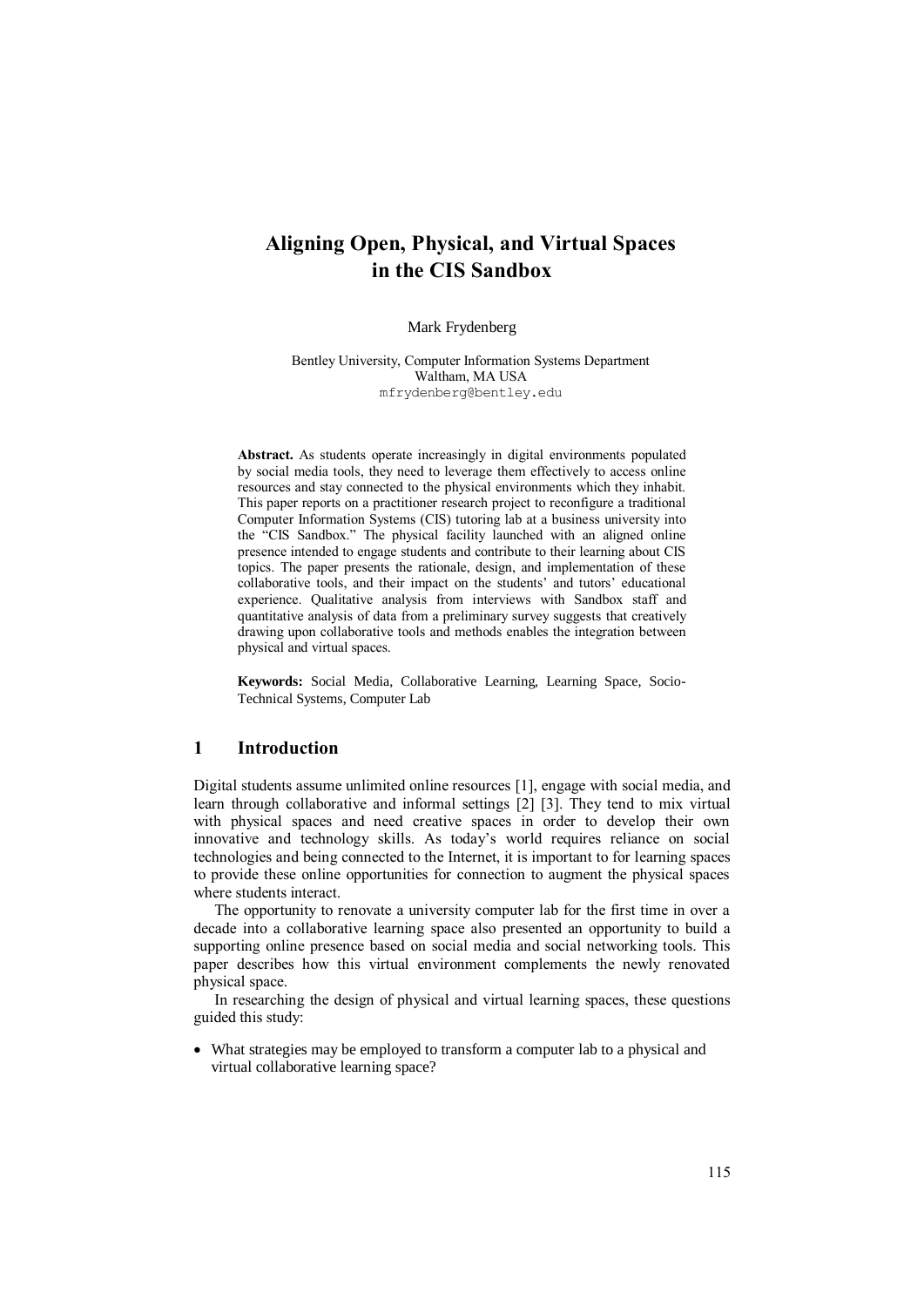# Aligning Open, Physical, and Virtual Spaces in the CIS Sandbox

Mark Frydenberg

Bentley University, Computer Information Systems Department
Waltham, MA USA
mfrydenberg@bentley.edu

**Abstract.** As students operate increasingly in digital environments populated by social media tools, they need to leverage them effectively to access online resources and stay connected to the physical environments which they inhabit. This paper reports on a practitioner research project to reconfigure a traditional Computer Information Systems (CIS) tutoring lab at a business university into the "CIS Sandbox." The physical facility launched with an aligned online presence intended to engage students and contribute to their learning about CIS topics. The paper presents the rationale, design, and implementation of these collaborative tools, and their impact on the students' and tutors' educational experience. Qualitative analysis from interviews with Sandbox staff and quantitative analysis of data from a preliminary survey suggests that creatively drawing upon collaborative tools and methods enables the integration between physical and virtual spaces.

**Keywords:** Social Media, Collaborative Learning, Learning Space, Socio-Technical Systems, Computer Lab

## 1 Introduction

Digital students assume unlimited online resources [1], engage with social media, and learn through collaborative and informal settings [2] [3]. They tend to mix virtual with physical spaces and need creative spaces in order to develop their own innovative and technology skills. As today's world requires reliance on social technologies and being connected to the Internet, it is important to for learning spaces to provide these online opportunities for connection to augment the physical spaces where students interact.

The opportunity to renovate a university computer lab for the first time in over a decade into a collaborative learning space also presented an opportunity to build a supporting online presence based on social media and social networking tools. This paper describes how this virtual environment complements the newly renovated physical space.

In researching the design of physical and virtual learning spaces, these questions guided this study:

- What strategies may be employed to transform a computer lab to a physical and virtual collaborative learning space?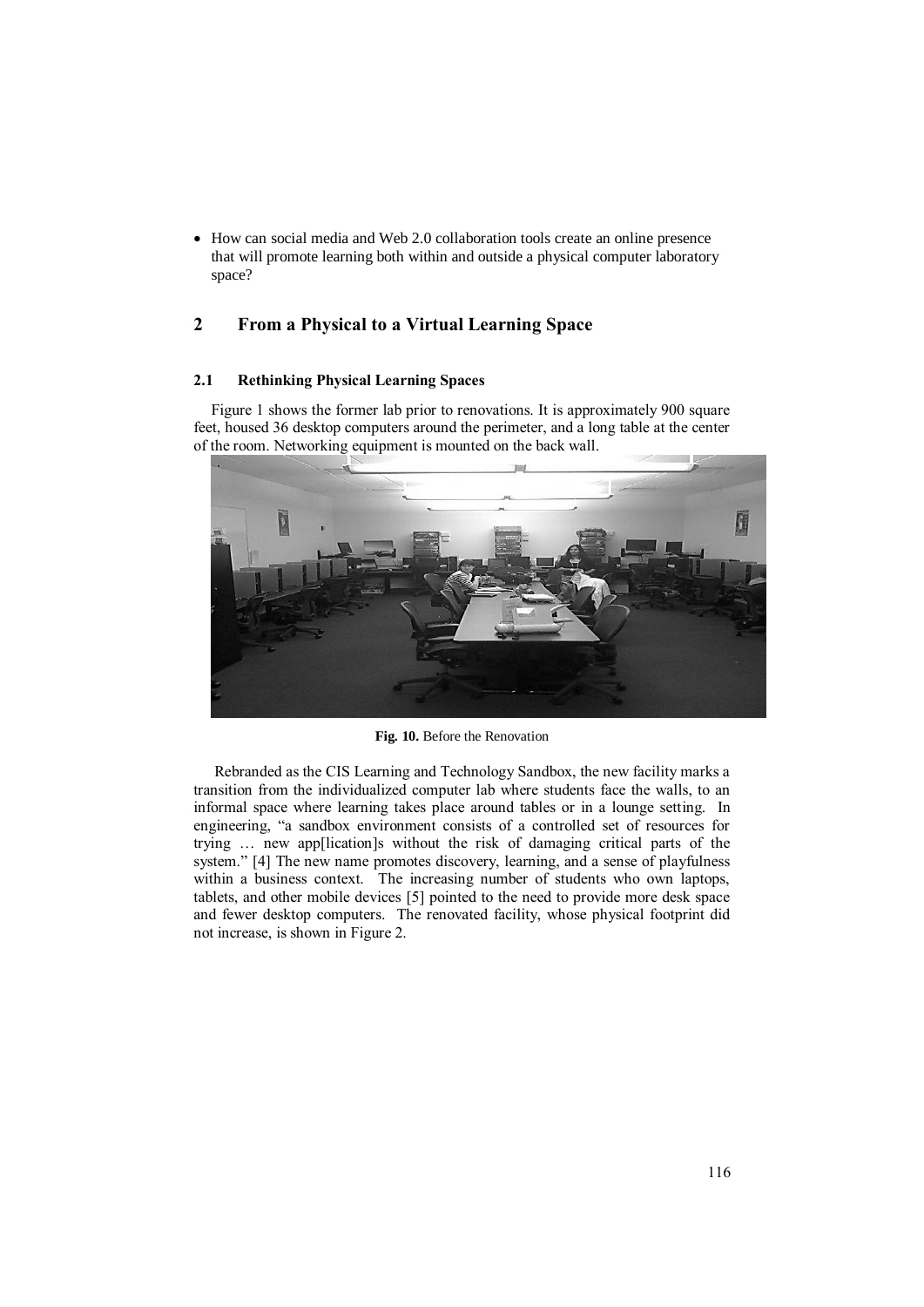- How can social media and Web 2.0 collaboration tools create an online presence that will promote learning both within and outside a physical computer laboratory space?

## 2 From a Physical to a Virtual Learning Space

### 2.1 Rethinking Physical Learning Spaces

Figure 1 shows the former lab prior to renovations. It is approximately 900 square feet, housed 36 desktop computers around the perimeter, and a long table at the center of the room. Networking equipment is mounted on the back wall.

**Fig. 10.** Before the Renovation

Rebranded as the CIS Learning and Technology Sandbox, the new facility marks a transition from the individualized computer lab where students face the walls, to an informal space where learning takes place around tables or in a lounge setting. In engineering, "a sandbox environment consists of a controlled set of resources for trying … new app[lication]s without the risk of damaging critical parts of the system." [4] The new name promotes discovery, learning, and a sense of playfulness within a business context. The increasing number of students who own laptops, tablets, and other mobile devices [5] pointed to the need to provide more desk space and fewer desktop computers. The renovated facility, whose physical footprint did not increase, is shown in Figure 2.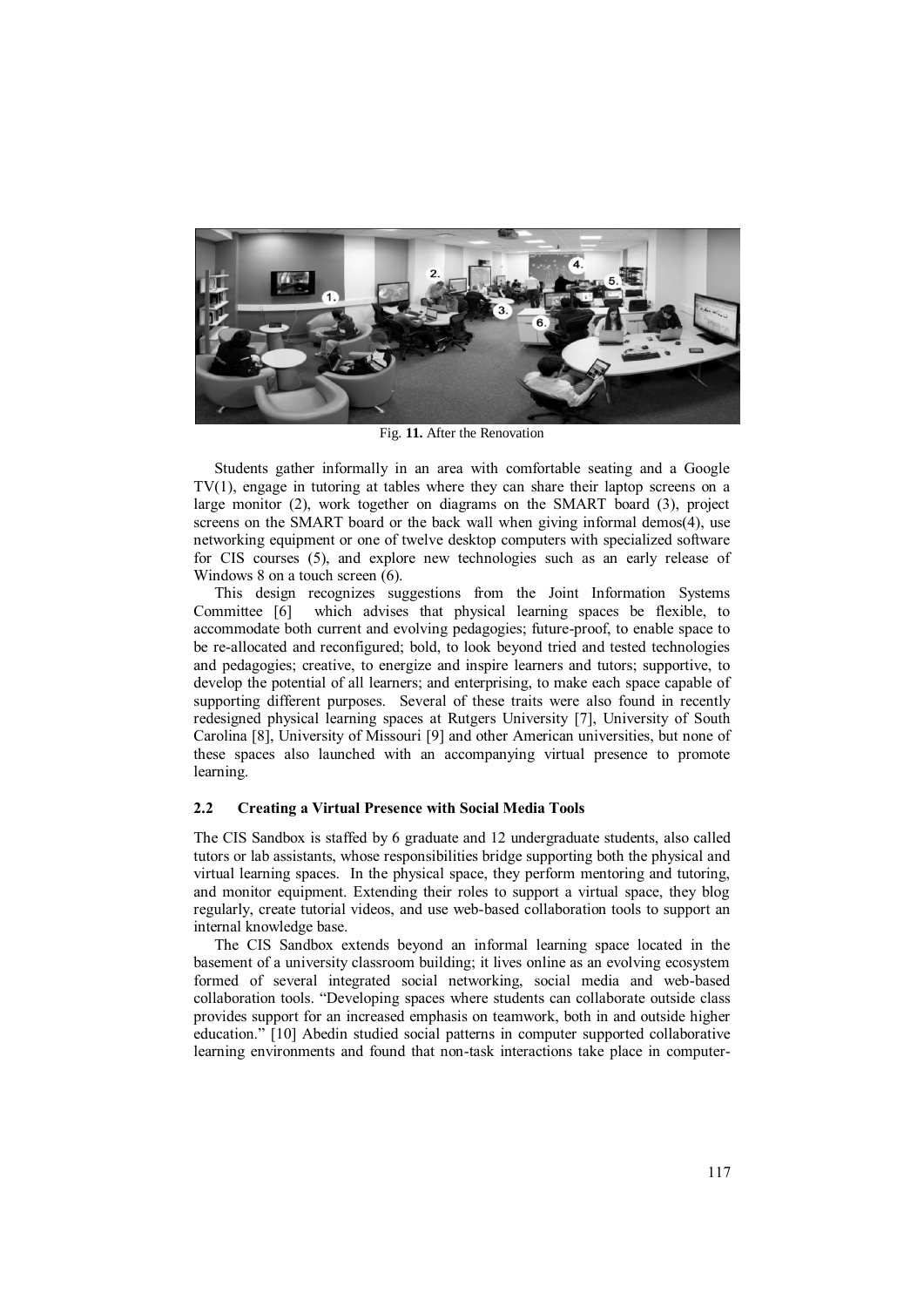Fig. **11.** After the Renovation

Students gather informally in an area with comfortable seating and a Google TV(1), engage in tutoring at tables where they can share their laptop screens on a large monitor (2), work together on diagrams on the SMART board (3), project screens on the SMART board or the back wall when giving informal demos(4), use networking equipment or one of twelve desktop computers with specialized software for CIS courses (5), and explore new technologies such as an early release of Windows 8 on a touch screen (6).

This design recognizes suggestions from the Joint Information Systems Committee [6] which advises that physical learning spaces be flexible, to accommodate both current and evolving pedagogies; future-proof, to enable space to be re-allocated and reconfigured; bold, to look beyond tried and tested technologies and pedagogies; creative, to energize and inspire learners and tutors; supportive, to develop the potential of all learners; and enterprising, to make each space capable of supporting different purposes. Several of these traits were also found in recently redesigned physical learning spaces at Rutgers University [7], University of South Carolina [8], University of Missouri [9] and other American universities, but none of these spaces also launched with an accompanying virtual presence to promote learning.

### 2.2 Creating a Virtual Presence with Social Media Tools

The CIS Sandbox is staffed by 6 graduate and 12 undergraduate students, also called tutors or lab assistants, whose responsibilities bridge supporting both the physical and virtual learning spaces. In the physical space, they perform mentoring and tutoring, and monitor equipment. Extending their roles to support a virtual space, they blog regularly, create tutorial videos, and use web-based collaboration tools to support an internal knowledge base.

The CIS Sandbox extends beyond an informal learning space located in the basement of a university classroom building; it lives online as an evolving ecosystem formed of several integrated social networking, social media and web-based collaboration tools. "Developing spaces where students can collaborate outside class provides support for an increased emphasis on teamwork, both in and outside higher education." [10] Abedin studied social patterns in computer supported collaborative learning environments and found that non-task interactions take place in computer-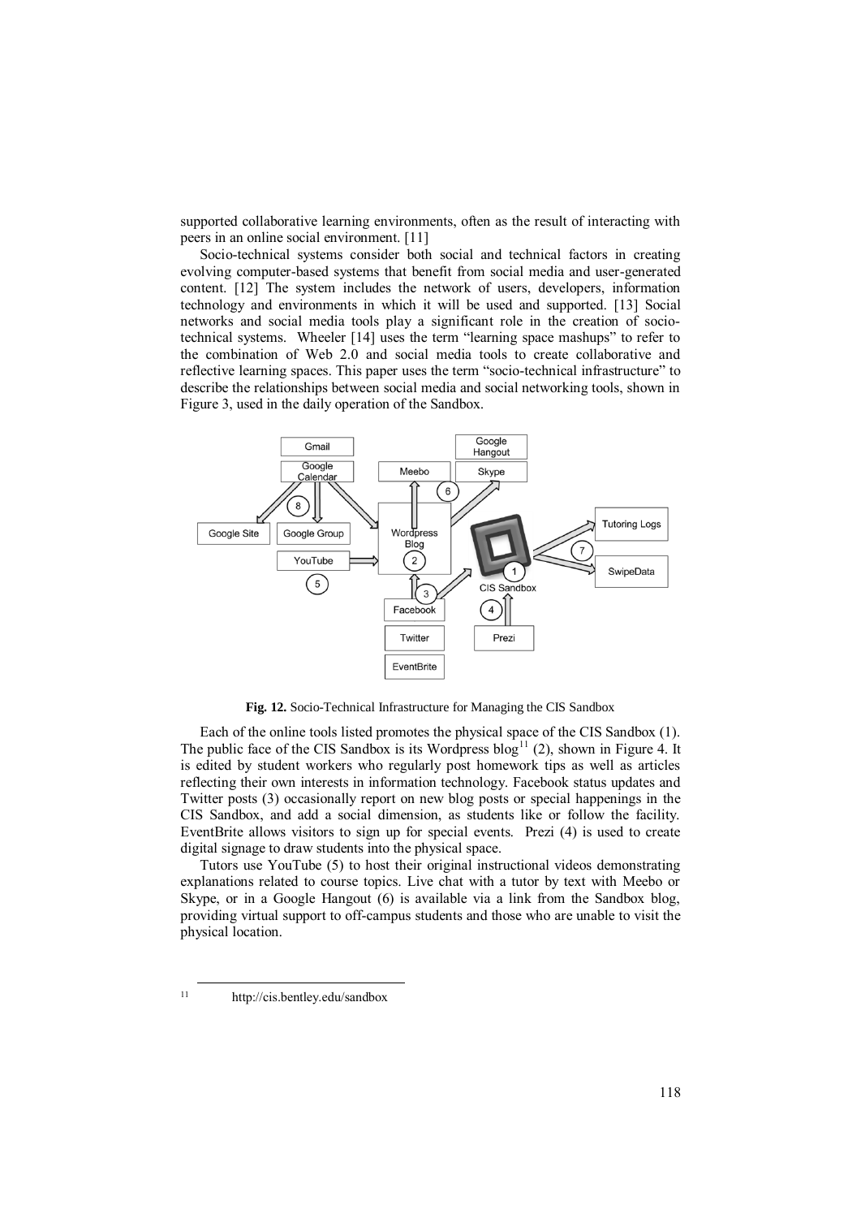supported collaborative learning environments, often as the result of interacting with peers in an online social environment. [11]

Socio-technical systems consider both social and technical factors in creating evolving computer-based systems that benefit from social media and user-generated content. [12] The system includes the network of users, developers, information technology and environments in which it will be used and supported. [13] Social networks and social media tools play a significant role in the creation of socio-technical systems. Wheeler [14] uses the term "learning space mashups" to refer to the combination of Web 2.0 and social media tools to create collaborative and reflective learning spaces. This paper uses the term "socio-technical infrastructure" to describe the relationships between social media and social networking tools, shown in Figure 3, used in the daily operation of the Sandbox.

**Fig. 12.** Socio-Technical Infrastructure for Managing the CIS Sandbox

Each of the online tools listed promotes the physical space of the CIS Sandbox (1). The public face of the CIS Sandbox is its Wordpress blog[11] (2), shown in Figure 4. It is edited by student workers who regularly post homework tips as well as articles reflecting their own interests in information technology. Facebook status updates and Twitter posts (3) occasionally report on new blog posts or special happenings in the CIS Sandbox, and add a social dimension, as students like or follow the facility. EventBrite allows visitors to sign up for special events. Prezi (4) is used to create digital signage to draw students into the physical space.

Tutors use YouTube (5) to host their original instructional videos demonstrating explanations related to course topics. Live chat with a tutor by text with Meebo or Skype, or in a Google Hangout (6) is available via a link from the Sandbox blog, providing virtual support to off-campus students and those who are unable to visit the physical location.

[11] http://cis.bentley.edu/sandbox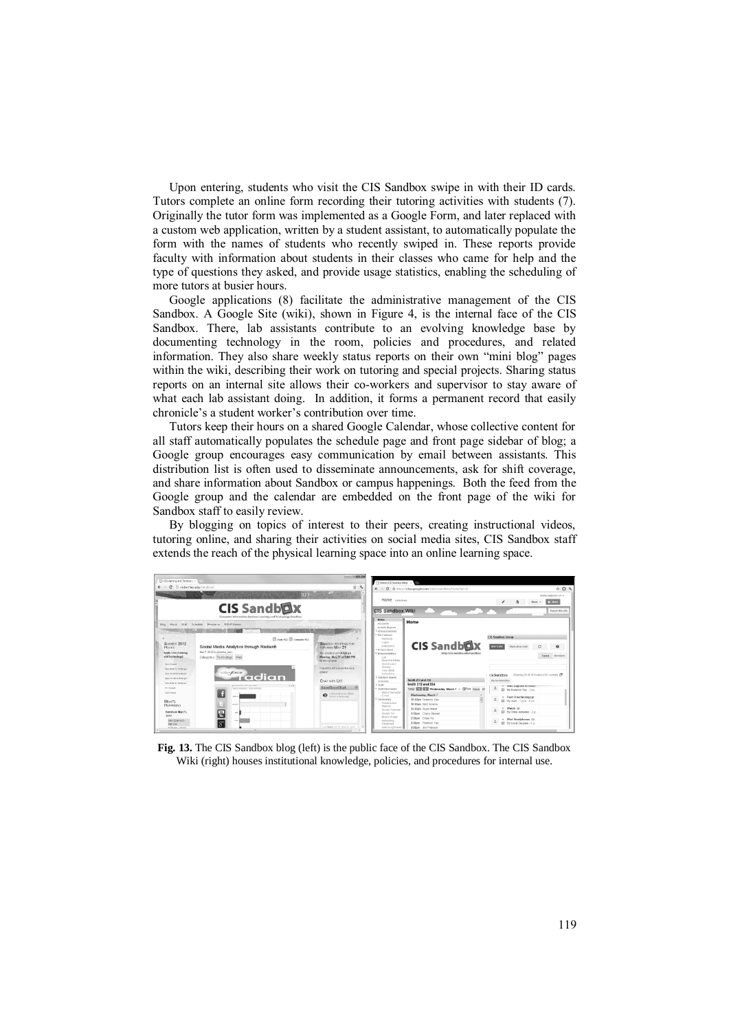Upon entering, students who visit the CIS Sandbox swipe in with their ID cards. Tutors complete an online form recording their tutoring activities with students (7). Originally the tutor form was implemented as a Google Form, and later replaced with a custom web application, written by a student assistant, to automatically populate the form with the names of students who recently swiped in. These reports provide faculty with information about students in their classes who came for help and the type of questions they asked, and provide usage statistics, enabling the scheduling of more tutors at busier hours.

Google applications (8) facilitate the administrative management of the CIS Sandbox. A Google Site (wiki), shown in Figure 4, is the internal face of the CIS Sandbox. There, lab assistants contribute to an evolving knowledge base by documenting technology in the room, policies and procedures, and related information. They also share weekly status reports on their own "mini blog" pages within the wiki, describing their work on tutoring and special projects. Sharing status reports on an internal site allows their co-workers and supervisor to stay aware of what each lab assistant doing. In addition, it forms a permanent record that easily chronicle's a student worker's contribution over time.

Tutors keep their hours on a shared Google Calendar, whose collective content for all staff automatically populates the schedule page and front page sidebar of blog; a Google group encourages easy communication by email between assistants. This distribution list is often used to disseminate announcements, ask for shift coverage, and share information about Sandbox or campus happenings. Both the feed from the Google group and the calendar are embedded on the front page of the wiki for Sandbox staff to easily review.

By blogging on topics of interest to their peers, creating instructional videos, tutoring online, and sharing their activities on social media sites, CIS Sandbox staff extends the reach of the physical learning space into an online learning space.

**Fig. 13.** The CIS Sandbox blog (left) is the public face of the CIS Sandbox. The CIS Sandbox Wiki (right) houses institutional knowledge, policies, and procedures for internal use.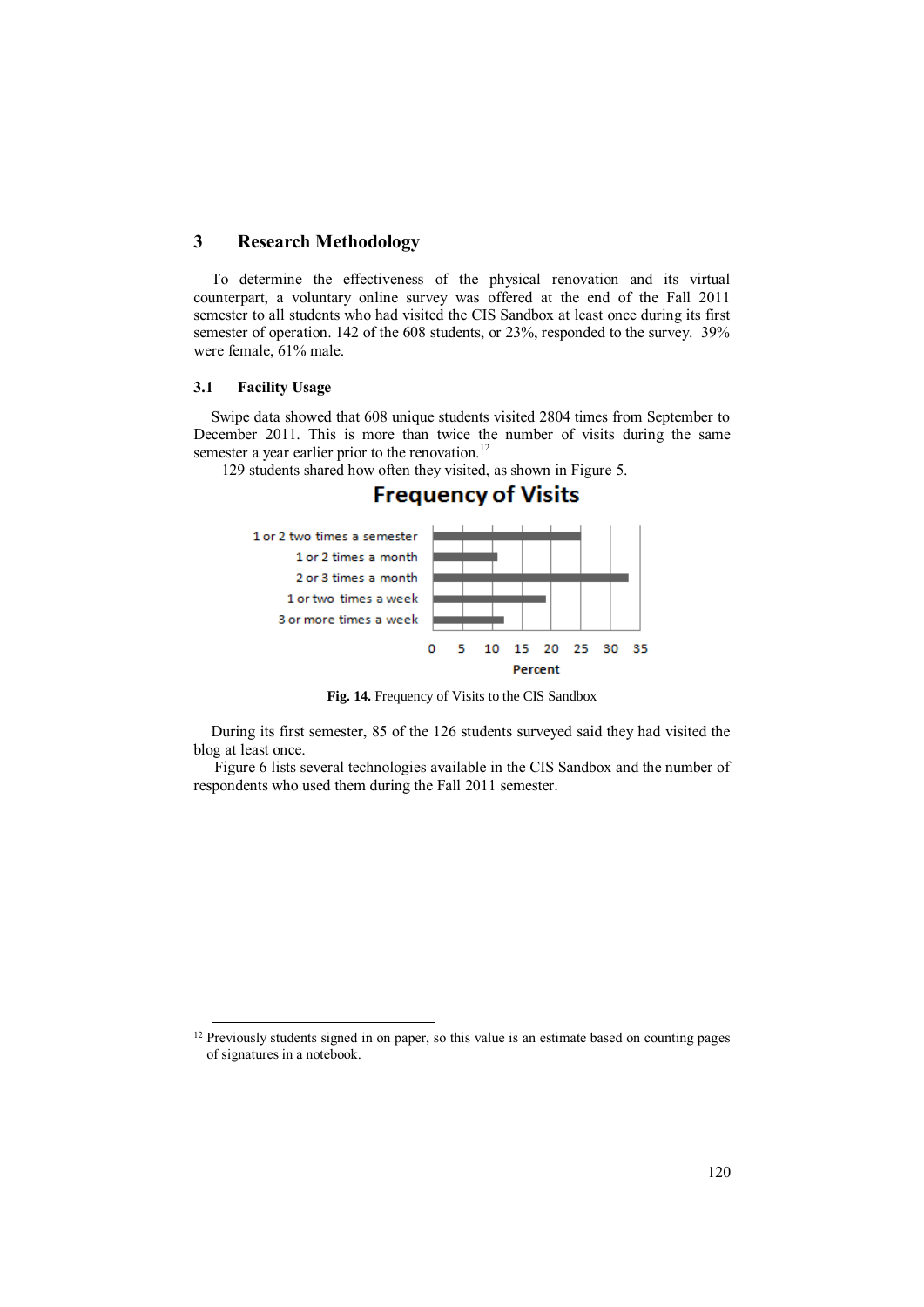## 3 Research Methodology

To determine the effectiveness of the physical renovation and its virtual counterpart, a voluntary online survey was offered at the end of the Fall 2011 semester to all students who had visited the CIS Sandbox at least once during its first semester of operation. 142 of the 608 students, or 23%, responded to the survey. 39% were female, 61% male.

### 3.1 Facility Usage

Swipe data showed that 608 unique students visited 2804 times from September to December 2011. This is more than twice the number of visits during the same semester a year earlier prior to the renovation.[12]

129 students shared how often they visited, as shown in Figure 5.

**Frequency of Visits**

1 or 2 two times a semester
1 or 2 times a month
2 or 3 times a month
1 or two times a week
3 or more times a week

0 5 10 15 20 25 30 35

Percent

**Fig. 14.** Frequency of Visits to the CIS Sandbox

During its first semester, 85 of the 126 students surveyed said they had visited the blog at least once.

Figure 6 lists several technologies available in the CIS Sandbox and the number of respondents who used them during the Fall 2011 semester.

---

[12] Previously students signed in on paper, so this value is an estimate based on counting pages of signatures in a notebook.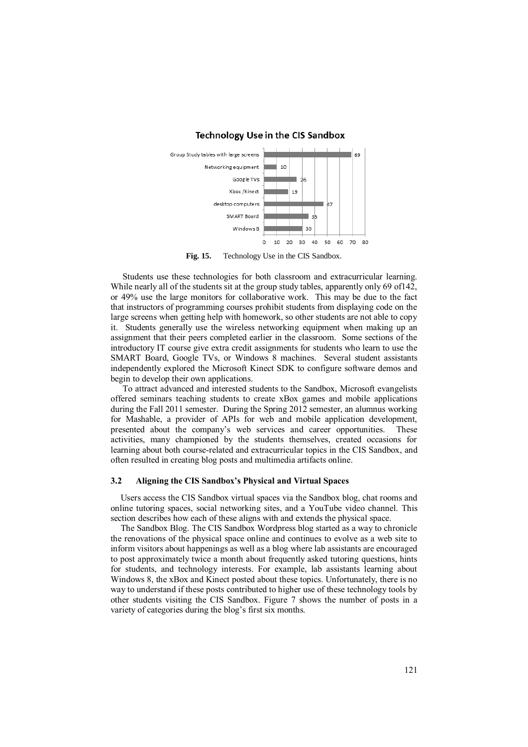**Technology Use in the CIS Sandbox**

| Technology | Count |
| --- | --- |
| Group Study tables with large screens | 69 |
| Networking equipment | 10 |
| Google TVs | 26 |
| Xbox /Kinect | 19 |
| desktop computers | 47 |
| SMART Board | 35 |
| Windows 8 | 30 |

**Fig. 15.** Technology Use in the CIS Sandbox.

Students use these technologies for both classroom and extracurricular learning. While nearly all of the students sit at the group study tables, apparently only 69 of142, or 49% use the large monitors for collaborative work. This may be due to the fact that instructors of programming courses prohibit students from displaying code on the large screens when getting help with homework, so other students are not able to copy it. Students generally use the wireless networking equipment when making up an assignment that their peers completed earlier in the classroom. Some sections of the introductory IT course give extra credit assignments for students who learn to use the SMART Board, Google TVs, or Windows 8 machines. Several student assistants independently explored the Microsoft Kinect SDK to configure software demos and begin to develop their own applications.

To attract advanced and interested students to the Sandbox, Microsoft evangelists offered seminars teaching students to create xBox games and mobile applications during the Fall 2011 semester. During the Spring 2012 semester, an alumnus working for Mashable, a provider of APIs for web and mobile application development, presented about the company's web services and career opportunities. These activities, many championed by the students themselves, created occasions for learning about both course-related and extracurricular topics in the CIS Sandbox, and often resulted in creating blog posts and multimedia artifacts online.

### 3.2 Aligning the CIS Sandbox's Physical and Virtual Spaces

Users access the CIS Sandbox virtual spaces via the Sandbox blog, chat rooms and online tutoring spaces, social networking sites, and a YouTube video channel. This section describes how each of these aligns with and extends the physical space.

The Sandbox Blog. The CIS Sandbox Wordpress blog started as a way to chronicle the renovations of the physical space online and continues to evolve as a web site to inform visitors about happenings as well as a blog where lab assistants are encouraged to post approximately twice a month about frequently asked tutoring questions, hints for students, and technology interests. For example, lab assistants learning about Windows 8, the xBox and Kinect posted about these topics. Unfortunately, there is no way to understand if these posts contributed to higher use of these technology tools by other students visiting the CIS Sandbox. Figure 7 shows the number of posts in a variety of categories during the blog's first six months.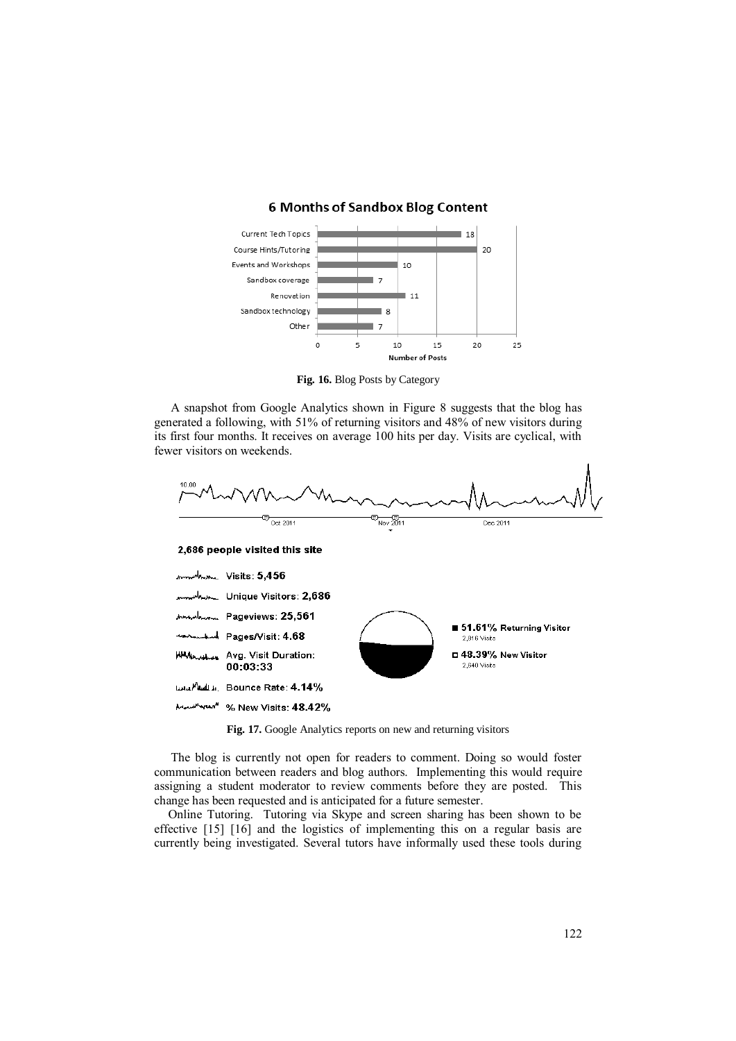**6 Months of Sandbox Blog Content**

| Category | Number of Posts |
|---|---|
| Current Tech Topics | 18 |
| Course Hints/Tutoring | 20 |
| Events and Workshops | 10 |
| Sandbox coverage | 7 |
| Renovation | 11 |
| Sandbox technology | 8 |
| Other | 7 |

**Fig. 16.** Blog Posts by Category

A snapshot from Google Analytics shown in Figure 8 suggests that the blog has generated a following, with 51% of returning visitors and 48% of new visitors during its first four months. It receives on average 100 hits per day. Visits are cyclical, with fewer visitors on weekends.

2,686 people visited this site

- Visits: 5,456
- Unique Visitors: 2,686
- Pageviews: 25,561
- Pages/Visit: 4.68
- Avg. Visit Duration: 00:03:33
- Bounce Rate: 4.14%
- % New Visits: 48.42%

- 51.61% Returning Visitor (2,816 Visits)
- 48.39% New Visitor (2,640 Visits)

**Fig. 17.** Google Analytics reports on new and returning visitors

The blog is currently not open for readers to comment. Doing so would foster communication between readers and blog authors. Implementing this would require assigning a student moderator to review comments before they are posted. This change has been requested and is anticipated for a future semester.

Online Tutoring. Tutoring via Skype and screen sharing has been shown to be effective [15] [16] and the logistics of implementing this on a regular basis are currently being investigated. Several tutors have informally used these tools during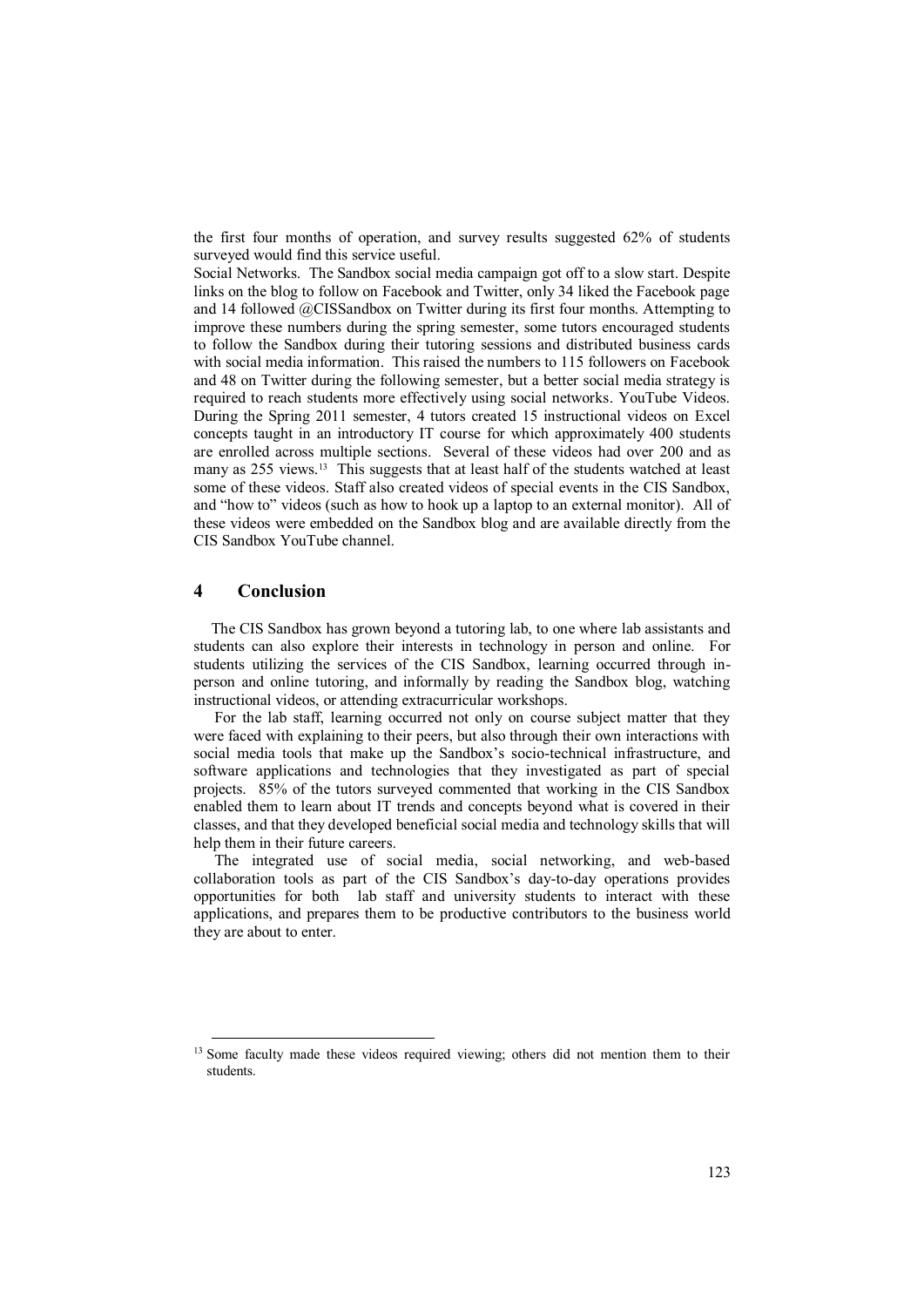the first four months of operation, and survey results suggested 62% of students surveyed would find this service useful.

Social Networks. The Sandbox social media campaign got off to a slow start. Despite links on the blog to follow on Facebook and Twitter, only 34 liked the Facebook page and 14 followed @CISSandbox on Twitter during its first four months. Attempting to improve these numbers during the spring semester, some tutors encouraged students to follow the Sandbox during their tutoring sessions and distributed business cards with social media information. This raised the numbers to 115 followers on Facebook and 48 on Twitter during the following semester, but a better social media strategy is required to reach students more effectively using social networks. YouTube Videos. During the Spring 2011 semester, 4 tutors created 15 instructional videos on Excel concepts taught in an introductory IT course for which approximately 400 students are enrolled across multiple sections. Several of these videos had over 200 and as many as 255 views.[13] This suggests that at least half of the students watched at least some of these videos. Staff also created videos of special events in the CIS Sandbox, and "how to" videos (such as how to hook up a laptop to an external monitor). All of these videos were embedded on the Sandbox blog and are available directly from the CIS Sandbox YouTube channel.

## 4 Conclusion

The CIS Sandbox has grown beyond a tutoring lab, to one where lab assistants and students can also explore their interests in technology in person and online. For students utilizing the services of the CIS Sandbox, learning occurred through in-person and online tutoring, and informally by reading the Sandbox blog, watching instructional videos, or attending extracurricular workshops.

For the lab staff, learning occurred not only on course subject matter that they were faced with explaining to their peers, but also through their own interactions with social media tools that make up the Sandbox's socio-technical infrastructure, and software applications and technologies that they investigated as part of special projects. 85% of the tutors surveyed commented that working in the CIS Sandbox enabled them to learn about IT trends and concepts beyond what is covered in their classes, and that they developed beneficial social media and technology skills that will help them in their future careers.

The integrated use of social media, social networking, and web-based collaboration tools as part of the CIS Sandbox's day-to-day operations provides opportunities for both lab staff and university students to interact with these applications, and prepares them to be productive contributors to the business world they are about to enter.

[13] Some faculty made these videos required viewing; others did not mention them to their students.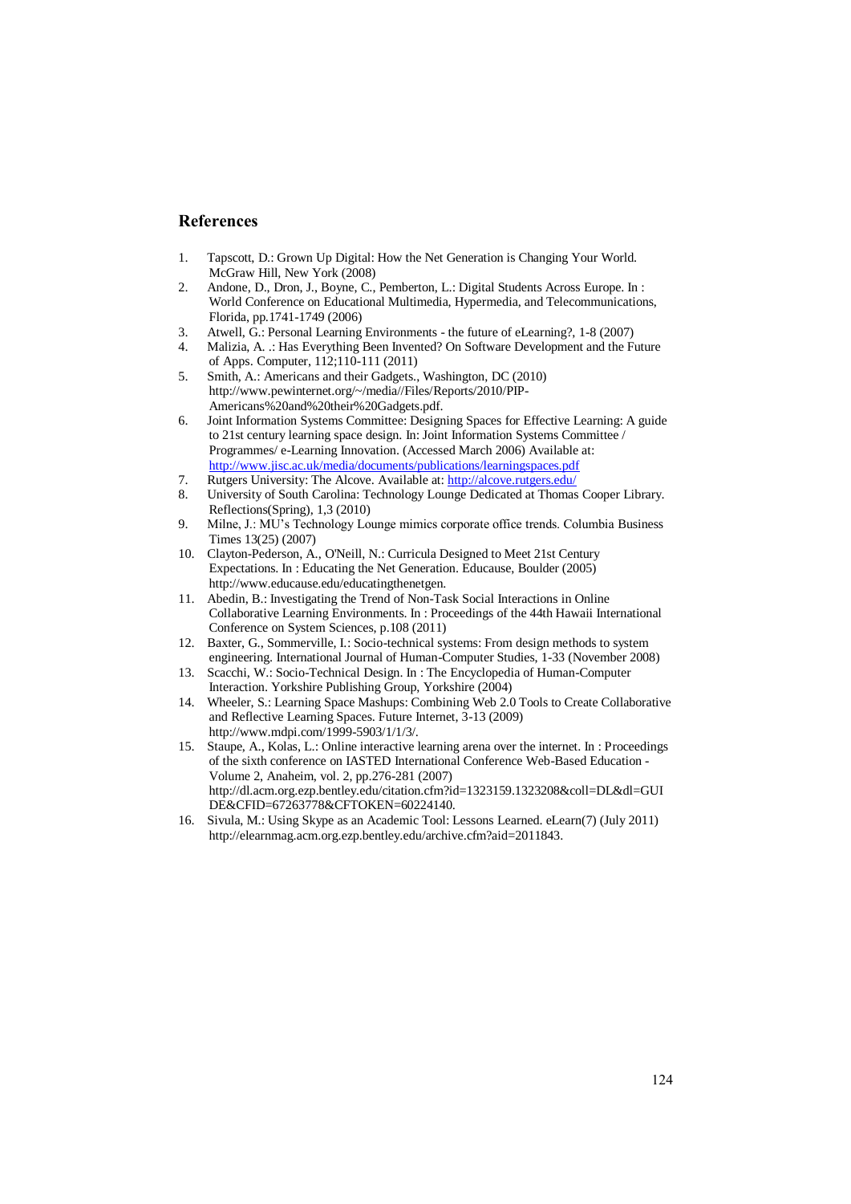## References

1. Tapscott, D.: Grown Up Digital: How the Net Generation is Changing Your World. McGraw Hill, New York (2008)
2. Andone, D., Dron, J., Boyne, C., Pemberton, L.: Digital Students Across Europe. In : World Conference on Educational Multimedia, Hypermedia, and Telecommunications, Florida, pp.1741-1749 (2006)
3. Atwell, G.: Personal Learning Environments - the future of eLearning?, 1-8 (2007)
4. Malizia, A. .: Has Everything Been Invented? On Software Development and the Future of Apps. Computer, 112;110-111 (2011)
5. Smith, A.: Americans and their Gadgets., Washington, DC (2010) http://www.pewinternet.org/~/media//Files/Reports/2010/PIP-Americans%20and%20their%20Gadgets.pdf.
6. Joint Information Systems Committee: Designing Spaces for Effective Learning: A guide to 21st century learning space design. In: Joint Information Systems Committee / Programmes/ e-Learning Innovation. (Accessed March 2006) Available at: http://www.jisc.ac.uk/media/documents/publications/learningspaces.pdf
7. Rutgers University: The Alcove. Available at: http://alcove.rutgers.edu/
8. University of South Carolina: Technology Lounge Dedicated at Thomas Cooper Library. Reflections(Spring), 1,3 (2010)
9. Milne, J.: MU's Technology Lounge mimics corporate office trends. Columbia Business Times 13(25) (2007)
10. Clayton-Pederson, A., O'Neill, N.: Curricula Designed to Meet 21st Century Expectations. In : Educating the Net Generation. Educause, Boulder (2005) http://www.educause.edu/educatingthenetgen.
11. Abedin, B.: Investigating the Trend of Non-Task Social Interactions in Online Collaborative Learning Environments. In : Proceedings of the 44th Hawaii International Conference on System Sciences, p.108 (2011)
12. Baxter, G., Sommerville, I.: Socio-technical systems: From design methods to system engineering. International Journal of Human-Computer Studies, 1-33 (November 2008)
13. Scacchi, W.: Socio-Technical Design. In : The Encyclopedia of Human-Computer Interaction. Yorkshire Publishing Group, Yorkshire (2004)
14. Wheeler, S.: Learning Space Mashups: Combining Web 2.0 Tools to Create Collaborative and Reflective Learning Spaces. Future Internet, 3-13 (2009) http://www.mdpi.com/1999-5903/1/1/3/.
15. Staupe, A., Kolas, L.: Online interactive learning arena over the internet. In : Proceedings of the sixth conference on IASTED International Conference Web-Based Education - Volume 2, Anaheim, vol. 2, pp.276-281 (2007) http://dl.acm.org.ezp.bentley.edu/citation.cfm?id=1323159.1323208&coll=DL&dl=GUIDE&CFID=67263778&CFTOKEN=60224140.
16. Sivula, M.: Using Skype as an Academic Tool: Lessons Learned. eLearn(7) (July 2011) http://elearnmag.acm.org.ezp.bentley.edu/archive.cfm?aid=2011843.